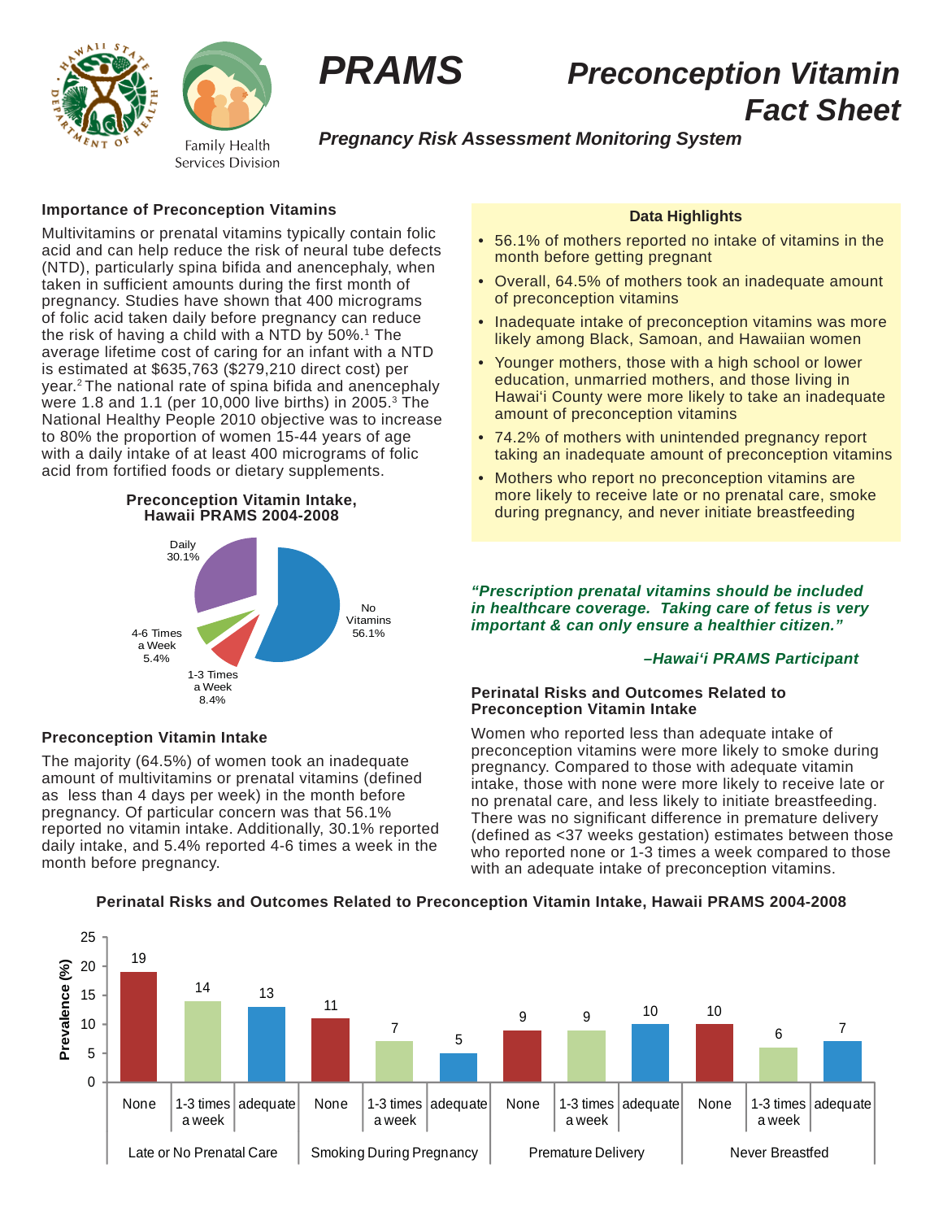# PRAMS

# Preconception Vitamin Fact Sheet

***Pregnancy Risk Assessment Monitoring System***

Family Health Services Division

## Importance of Preconception Vitamins

Multivitamins or prenatal vitamins typically contain folic acid and can help reduce the risk of neural tube defects (NTD), particularly spina bifida and anencephaly, when taken in sufficient amounts during the first month of pregnancy. Studies have shown that 400 micrograms of folic acid taken daily before pregnancy can reduce the risk of having a child with a NTD by 50%.[1] The average lifetime cost of caring for an infant with a NTD is estimated at $635,763 ($279,210 direct cost) per year.[2] The national rate of spina bifida and anencephaly were 1.8 and 1.1 (per 10,000 live births) in 2005.[3] The National Healthy People 2010 objective was to increase to 80% the proportion of women 15-44 years of age with a daily intake of at least 400 micrograms of folic acid from fortified foods or dietary supplements.

**Preconception Vitamin Intake, Hawaii PRAMS 2004-2008**

| Intake | Percent |
|---|---|
| No Vitamins | 56.1% |
| 1-3 Times a Week | 8.4% |
| 4-6 Times a Week | 5.4% |
| Daily | 30.1% |

## Data Highlights

- 56.1% of mothers reported no intake of vitamins in the month before getting pregnant
- Overall, 64.5% of mothers took an inadequate amount of preconception vitamins
- Inadequate intake of preconception vitamins was more likely among Black, Samoan, and Hawaiian women
- Younger mothers, those with a high school or lower education, unmarried mothers, and those living in Hawai'i County were more likely to take an inadequate amount of preconception vitamins
- 74.2% of mothers with unintended pregnancy report taking an inadequate amount of preconception vitamins
- Mothers who report no preconception vitamins are more likely to receive late or no prenatal care, smoke during pregnancy, and never initiate breastfeeding

***"Prescription prenatal vitamins should be included in healthcare coverage. Taking care of fetus is very important & can only ensure a healthier citizen."***

***–Hawai'i PRAMS Participant***

## Preconception Vitamin Intake

The majority (64.5%) of women took an inadequate amount of multivitamins or prenatal vitamins (defined as less than 4 days per week) in the month before pregnancy. Of particular concern was that 56.1% reported no vitamin intake. Additionally, 30.1% reported daily intake, and 5.4% reported 4-6 times a week in the month before pregnancy.

## Perinatal Risks and Outcomes Related to Preconception Vitamin Intake

Women who reported less than adequate intake of preconception vitamins were more likely to smoke during pregnancy. Compared to those with adequate vitamin intake, those with none were more likely to receive late or no prenatal care, and less likely to initiate breastfeeding. There was no significant difference in premature delivery (defined as <37 weeks gestation) estimates between those who reported none or 1-3 times a week compared to those with an adequate intake of preconception vitamins.

**Perinatal Risks and Outcomes Related to Preconception Vitamin Intake, Hawaii PRAMS 2004-2008**

Prevalence (%)

| Outcome | None | 1-3 times a week | adequate |
|---|---|---|---|
| Late or No Prenatal Care | 19 | 14 | 13 |
| Smoking During Pregnancy | 11 | 7 | 5 |
| Premature Delivery | 9 | 9 | 10 |
| Never Breastfed | 10 | 6 | 7 |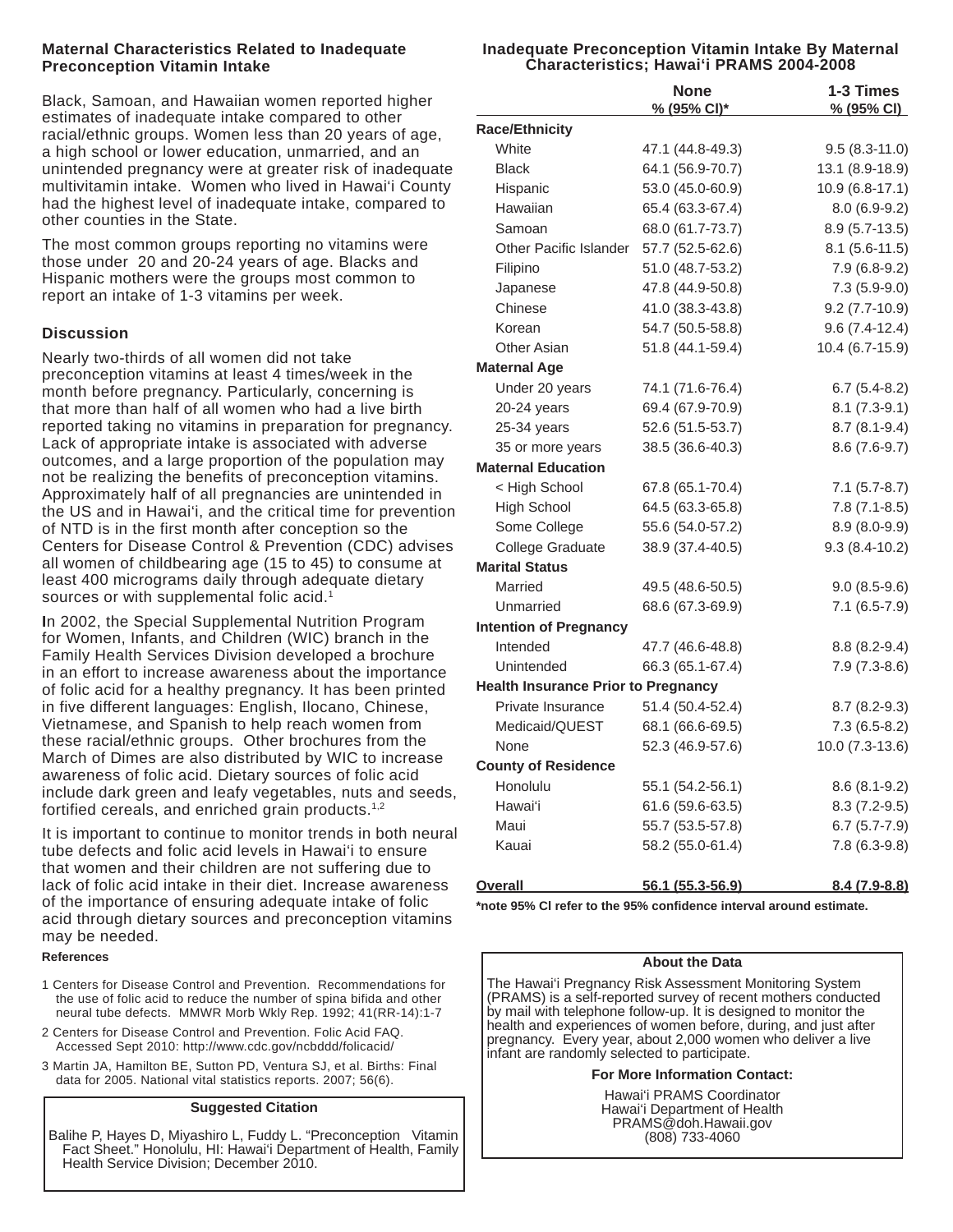### Maternal Characteristics Related to Inadequate Preconception Vitamin Intake

Black, Samoan, and Hawaiian women reported higher estimates of inadequate intake compared to other racial/ethnic groups. Women less than 20 years of age, a high school or lower education, unmarried, and an unintended pregnancy were at greater risk of inadequate multivitamin intake. Women who lived in Hawai'i County had the highest level of inadequate intake, compared to other counties in the State.

The most common groups reporting no vitamins were those under 20 and 20-24 years of age. Blacks and Hispanic mothers were the groups most common to report an intake of 1-3 vitamins per week.

### Discussion

Nearly two-thirds of all women did not take preconception vitamins at least 4 times/week in the month before pregnancy. Particularly, concerning is that more than half of all women who had a live birth reported taking no vitamins in preparation for pregnancy. Lack of appropriate intake is associated with adverse outcomes, and a large proportion of the population may not be realizing the benefits of preconception vitamins. Approximately half of all pregnancies are unintended in the US and in Hawai'i, and the critical time for prevention of NTD is in the first month after conception so the Centers for Disease Control & Prevention (CDC) advises all women of childbearing age (15 to 45) to consume at least 400 micrograms daily through adequate dietary sources or with supplemental folic acid.[1]

In 2002, the Special Supplemental Nutrition Program for Women, Infants, and Children (WIC) branch in the Family Health Services Division developed a brochure in an effort to increase awareness about the importance of folic acid for a healthy pregnancy. It has been printed in five different languages: English, Ilocano, Chinese, Vietnamese, and Spanish to help reach women from these racial/ethnic groups. Other brochures from the March of Dimes are also distributed by WIC to increase awareness of folic acid. Dietary sources of folic acid include dark green and leafy vegetables, nuts and seeds, fortified cereals, and enriched grain products.[1,2]

It is important to continue to monitor trends in both neural tube defects and folic acid levels in Hawai'i to ensure that women and their children are not suffering due to lack of folic acid intake in their diet. Increase awareness of the importance of ensuring adequate intake of folic acid through dietary sources and preconception vitamins may be needed.

#### References

1 Centers for Disease Control and Prevention. Recommendations for the use of folic acid to reduce the number of spina bifida and other neural tube defects. MMWR Morb Wkly Rep. 1992; 41(RR-14):1-7

2 Centers for Disease Control and Prevention. Folic Acid FAQ. Accessed Sept 2010: http://www.cdc.gov/ncbddd/folicacid/

3 Martin JA, Hamilton BE, Sutton PD, Ventura SJ, et al. Births: Final data for 2005. National vital statistics reports. 2007; 56(6).

#### Suggested Citation

Balihe P, Hayes D, Miyashiro L, Fuddy L. "Preconception Vitamin Fact Sheet." Honolulu, HI: Hawai'i Department of Health, Family Health Service Division; December 2010.

### Inadequate Preconception Vitamin Intake By Maternal Characteristics; Hawai'i PRAMS 2004-2008

| | None % (95% CI)* | 1-3 Times % (95% CI) |
|---|---|---|
| **Race/Ethnicity** | | |
| White | 47.1 (44.8-49.3) | 9.5 (8.3-11.0) |
| Black | 64.1 (56.9-70.7) | 13.1 (8.9-18.9) |
| Hispanic | 53.0 (45.0-60.9) | 10.9 (6.8-17.1) |
| Hawaiian | 65.4 (63.3-67.4) | 8.0 (6.9-9.2) |
| Samoan | 68.0 (61.7-73.7) | 8.9 (5.7-13.5) |
| Other Pacific Islander | 57.7 (52.5-62.6) | 8.1 (5.6-11.5) |
| Filipino | 51.0 (48.7-53.2) | 7.9 (6.8-9.2) |
| Japanese | 47.8 (44.9-50.8) | 7.3 (5.9-9.0) |
| Chinese | 41.0 (38.3-43.8) | 9.2 (7.7-10.9) |
| Korean | 54.7 (50.5-58.8) | 9.6 (7.4-12.4) |
| Other Asian | 51.8 (44.1-59.4) | 10.4 (6.7-15.9) |
| **Maternal Age** | | |
| Under 20 years | 74.1 (71.6-76.4) | 6.7 (5.4-8.2) |
| 20-24 years | 69.4 (67.9-70.9) | 8.1 (7.3-9.1) |
| 25-34 years | 52.6 (51.5-53.7) | 8.7 (8.1-9.4) |
| 35 or more years | 38.5 (36.6-40.3) | 8.6 (7.6-9.7) |
| **Maternal Education** | | |
| < High School | 67.8 (65.1-70.4) | 7.1 (5.7-8.7) |
| High School | 64.5 (63.3-65.8) | 7.8 (7.1-8.5) |
| Some College | 55.6 (54.0-57.2) | 8.9 (8.0-9.9) |
| College Graduate | 38.9 (37.4-40.5) | 9.3 (8.4-10.2) |
| **Marital Status** | | |
| Married | 49.5 (48.6-50.5) | 9.0 (8.5-9.6) |
| Unmarried | 68.6 (67.3-69.9) | 7.1 (6.5-7.9) |
| **Intention of Pregnancy** | | |
| Intended | 47.7 (46.6-48.8) | 8.8 (8.2-9.4) |
| Unintended | 66.3 (65.1-67.4) | 7.9 (7.3-8.6) |
| **Health Insurance Prior to Pregnancy** | | |
| Private Insurance | 51.4 (50.4-52.4) | 8.7 (8.2-9.3) |
| Medicaid/QUEST | 68.1 (66.6-69.5) | 7.3 (6.5-8.2) |
| None | 52.3 (46.9-57.6) | 10.0 (7.3-13.6) |
| **County of Residence** | | |
| Honolulu | 55.1 (54.2-56.1) | 8.6 (8.1-9.2) |
| Hawai'i | 61.6 (59.6-63.5) | 8.3 (7.2-9.5) |
| Maui | 55.7 (53.5-57.8) | 6.7 (5.7-7.9) |
| Kauai | 58.2 (55.0-61.4) | 7.8 (6.3-9.8) |
| **Overall** | **56.1 (55.3-56.9)** | **8.4 (7.9-8.8)** |

**\*note 95% CI refer to the 95% confidence interval around estimate.**

#### About the Data

The Hawai'i Pregnancy Risk Assessment Monitoring System (PRAMS) is a self-reported survey of recent mothers conducted by mail with telephone follow-up. It is designed to monitor the health and experiences of women before, during, and just after pregnancy. Every year, about 2,000 women who deliver a live infant are randomly selected to participate.

**For More Information Contact:**

Hawai'i PRAMS Coordinator
Hawai'i Department of Health
PRAMS@doh.Hawaii.gov
(808) 733-4060